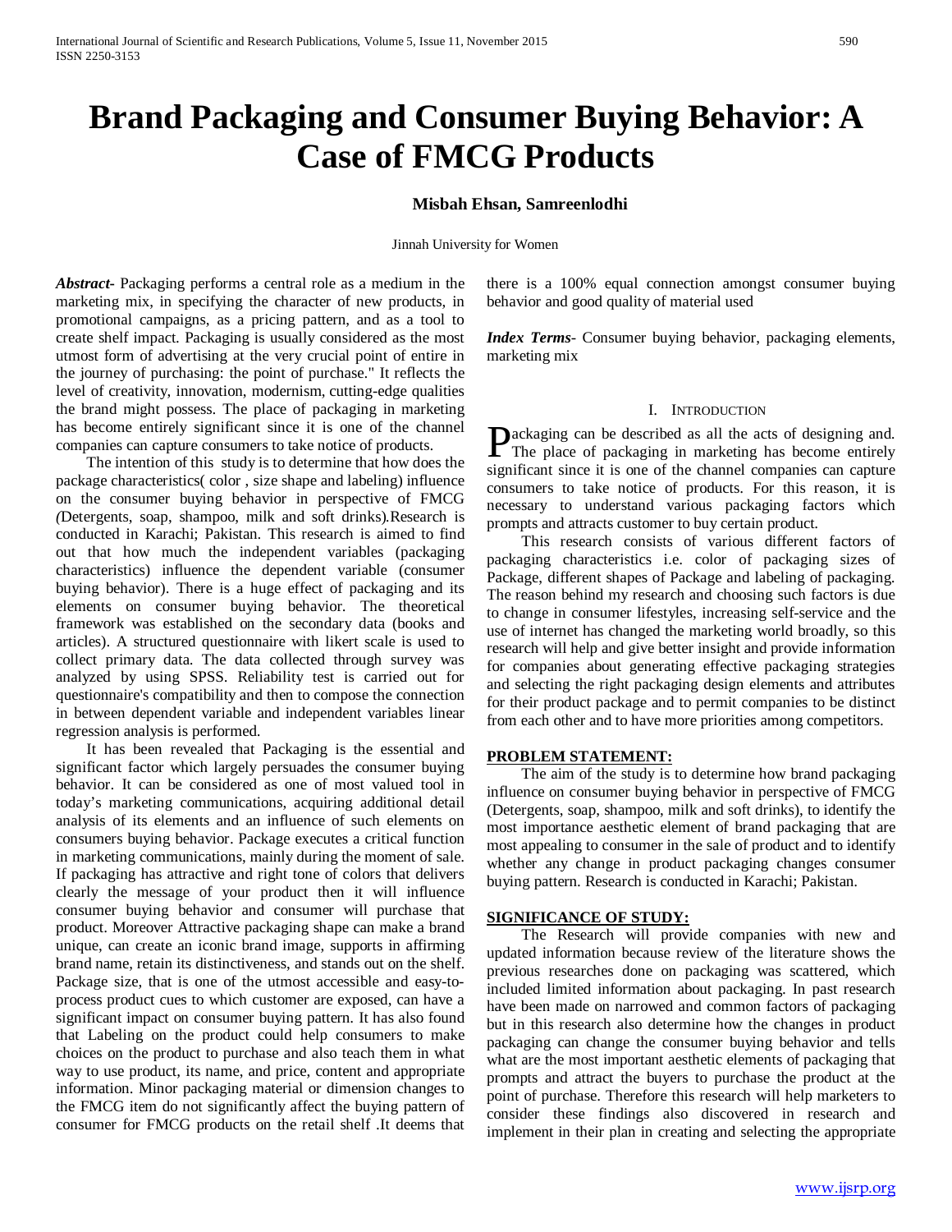# Brand Packaging and Consumer Buying Behavior: A Case of FMCG Products

**Misbah Ehsan, Samreenlodhi**

Jinnah University for Women

***Abstract-*** Packaging performs a central role as a medium in the marketing mix, in specifying the character of new products, in promotional campaigns, as a pricing pattern, and as a tool to create shelf impact. Packaging is usually considered as the most utmost form of advertising at the very crucial point of entire in the journey of purchasing: the point of purchase." It reflects the level of creativity, innovation, modernism, cutting-edge qualities the brand might possess. The place of packaging in marketing has become entirely significant since it is one of the channel companies can capture consumers to take notice of products.

The intention of this study is to determine that how does the package characteristics( color , size shape and labeling) influence on the consumer buying behavior in perspective of FMCG *(*Detergents, soap, shampoo, milk and soft drinks)*.*Research is conducted in Karachi; Pakistan. This research is aimed to find out that how much the independent variables (packaging characteristics) influence the dependent variable (consumer buying behavior). There is a huge effect of packaging and its elements on consumer buying behavior. The theoretical framework was established on the secondary data (books and articles). A structured questionnaire with likert scale is used to collect primary data. The data collected through survey was analyzed by using SPSS. Reliability test is carried out for questionnaire's compatibility and then to compose the connection in between dependent variable and independent variables linear regression analysis is performed.

It has been revealed that Packaging is the essential and significant factor which largely persuades the consumer buying behavior. It can be considered as one of most valued tool in today's marketing communications, acquiring additional detail analysis of its elements and an influence of such elements on consumers buying behavior. Package executes a critical function in marketing communications, mainly during the moment of sale. If packaging has attractive and right tone of colors that delivers clearly the message of your product then it will influence consumer buying behavior and consumer will purchase that product. Moreover Attractive packaging shape can make a brand unique, can create an iconic brand image, supports in affirming brand name, retain its distinctiveness, and stands out on the shelf. Package size, that is one of the utmost accessible and easy-to-process product cues to which customer are exposed, can have a significant impact on consumer buying pattern. It has also found that Labeling on the product could help consumers to make choices on the product to purchase and also teach them in what way to use product, its name, and price, content and appropriate information. Minor packaging material or dimension changes to the FMCG item do not significantly affect the buying pattern of consumer for FMCG products on the retail shelf .It deems that there is a 100% equal connection amongst consumer buying behavior and good quality of material used

***Index Terms*-** Consumer buying behavior, packaging elements, marketing mix

## I. Introduction

Packaging can be described as all the acts of designing and. The place of packaging in marketing has become entirely significant since it is one of the channel companies can capture consumers to take notice of products. For this reason, it is necessary to understand various packaging factors which prompts and attracts customer to buy certain product.

This research consists of various different factors of packaging characteristics i.e. color of packaging sizes of Package, different shapes of Package and labeling of packaging. The reason behind my research and choosing such factors is due to change in consumer lifestyles, increasing self-service and the use of internet has changed the marketing world broadly, so this research will help and give better insight and provide information for companies about generating effective packaging strategies and selecting the right packaging design elements and attributes for their product package and to permit companies to be distinct from each other and to have more priorities among competitors.

### PROBLEM STATEMENT:

The aim of the study is to determine how brand packaging influence on consumer buying behavior in perspective of FMCG (Detergents, soap, shampoo, milk and soft drinks), to identify the most importance aesthetic element of brand packaging that are most appealing to consumer in the sale of product and to identify whether any change in product packaging changes consumer buying pattern. Research is conducted in Karachi; Pakistan.

### SIGNIFICANCE OF STUDY:

The Research will provide companies with new and updated information because review of the literature shows the previous researches done on packaging was scattered, which included limited information about packaging. In past research have been made on narrowed and common factors of packaging but in this research also determine how the changes in product packaging can change the consumer buying behavior and tells what are the most important aesthetic elements of packaging that prompts and attract the buyers to purchase the product at the point of purchase. Therefore this research will help marketers to consider these findings also discovered in research and implement in their plan in creating and selecting the appropriate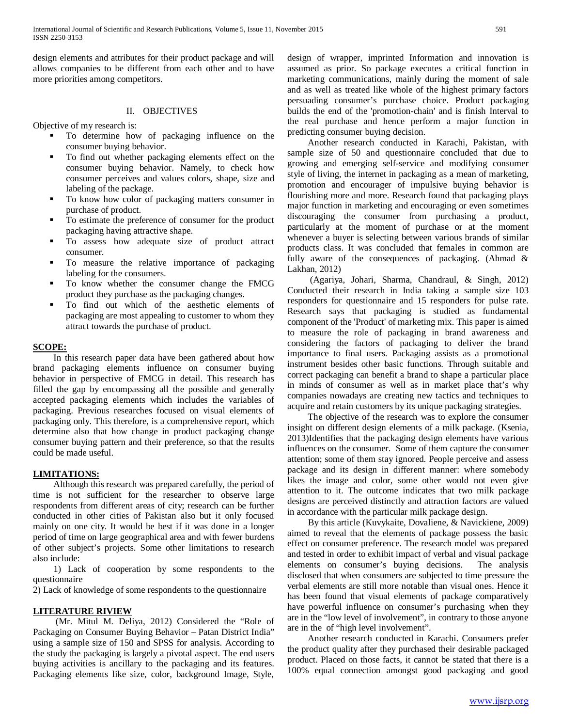design elements and attributes for their product package and will allows companies to be different from each other and to have more priorities among competitors.

## II. OBJECTIVES

Objective of my research is:

- To determine how of packaging influence on the consumer buying behavior.
- To find out whether packaging elements effect on the consumer buying behavior. Namely, to check how consumer perceives and values colors, shape, size and labeling of the package.
- To know how color of packaging matters consumer in purchase of product.
- To estimate the preference of consumer for the product packaging having attractive shape.
- To assess how adequate size of product attract consumer.
- To measure the relative importance of packaging labeling for the consumers.
- To know whether the consumer change the FMCG product they purchase as the packaging changes.
- To find out which of the aesthetic elements of packaging are most appealing to customer to whom they attract towards the purchase of product.

**SCOPE:**

In this research paper data have been gathered about how brand packaging elements influence on consumer buying behavior in perspective of FMCG in detail. This research has filled the gap by encompassing all the possible and generally accepted packaging elements which includes the variables of packaging. Previous researches focused on visual elements of packaging only. This therefore, is a comprehensive report, which determine also that how change in product packaging change consumer buying pattern and their preference, so that the results could be made useful.

**LIMITATIONS:**

Although this research was prepared carefully, the period of time is not sufficient for the researcher to observe large respondents from different areas of city; research can be further conducted in other cities of Pakistan also but it only focused mainly on one city. It would be best if it was done in a longer period of time on large geographical area and with fewer burdens of other subject's projects. Some other limitations to research also include:

1) Lack of cooperation by some respondents to the questionnaire

2) Lack of knowledge of some respondents to the questionnaire

**LITERATURE RIVIEW**

(Mr. Mitul M. Deliya, 2012) Considered the "Role of Packaging on Consumer Buying Behavior – Patan District India" using a sample size of 150 and SPSS for analysis. According to the study the packaging is largely a pivotal aspect. The end users buying activities is ancillary to the packaging and its features. Packaging elements like size, color, background Image, Style, design of wrapper, imprinted Information and innovation is assumed as prior. So package executes a critical function in marketing communications, mainly during the moment of sale and as well as treated like whole of the highest primary factors persuading consumer's purchase choice. Product packaging builds the end of the 'promotion-chain' and is finish Interval to the real purchase and hence perform a major function in predicting consumer buying decision.

Another research conducted in Karachi, Pakistan, with sample size of 50 and questionnaire concluded that due to growing and emerging self-service and modifying consumer style of living, the internet in packaging as a mean of marketing, promotion and encourager of impulsive buying behavior is flourishing more and more. Research found that packaging plays major function in marketing and encouraging or even sometimes discouraging the consumer from purchasing a product, particularly at the moment of purchase or at the moment whenever a buyer is selecting between various brands of similar products class. It was concluded that females in common are fully aware of the consequences of packaging. (Ahmad & Lakhan, 2012)

(Agariya, Johari, Sharma, Chandraul, & Singh, 2012) Conducted their research in India taking a sample size 103 responders for questionnaire and 15 responders for pulse rate. Research says that packaging is studied as fundamental component of the 'Product' of marketing mix. This paper is aimed to measure the role of packaging in brand awareness and considering the factors of packaging to deliver the brand importance to final users. Packaging assists as a promotional instrument besides other basic functions. Through suitable and correct packaging can benefit a brand to shape a particular place in minds of consumer as well as in market place that's why companies nowadays are creating new tactics and techniques to acquire and retain customers by its unique packaging strategies.

The objective of the research was to explore the consumer insight on different design elements of a milk package. (Ksenia, 2013)Identifies that the packaging design elements have various influences on the consumer. Some of them capture the consumer attention; some of them stay ignored. People perceive and assess package and its design in different manner: where somebody likes the image and color, some other would not even give attention to it. The outcome indicates that two milk package designs are perceived distinctly and attraction factors are valued in accordance with the particular milk package design.

By this article (Kuvykaite, Dovaliene, & Navickiene, 2009) aimed to reveal that the elements of package possess the basic effect on consumer preference. The research model was prepared and tested in order to exhibit impact of verbal and visual package elements on consumer's buying decisions. The analysis disclosed that when consumers are subjected to time pressure the verbal elements are still more notable than visual ones. Hence it has been found that visual elements of package comparatively have powerful influence on consumer's purchasing when they are in the "low level of involvement", in contrary to those anyone are in the of "high level involvement".

Another research conducted in Karachi. Consumers prefer the product quality after they purchased their desirable packaged product. Placed on those facts, it cannot be stated that there is a 100% equal connection amongst good packaging and good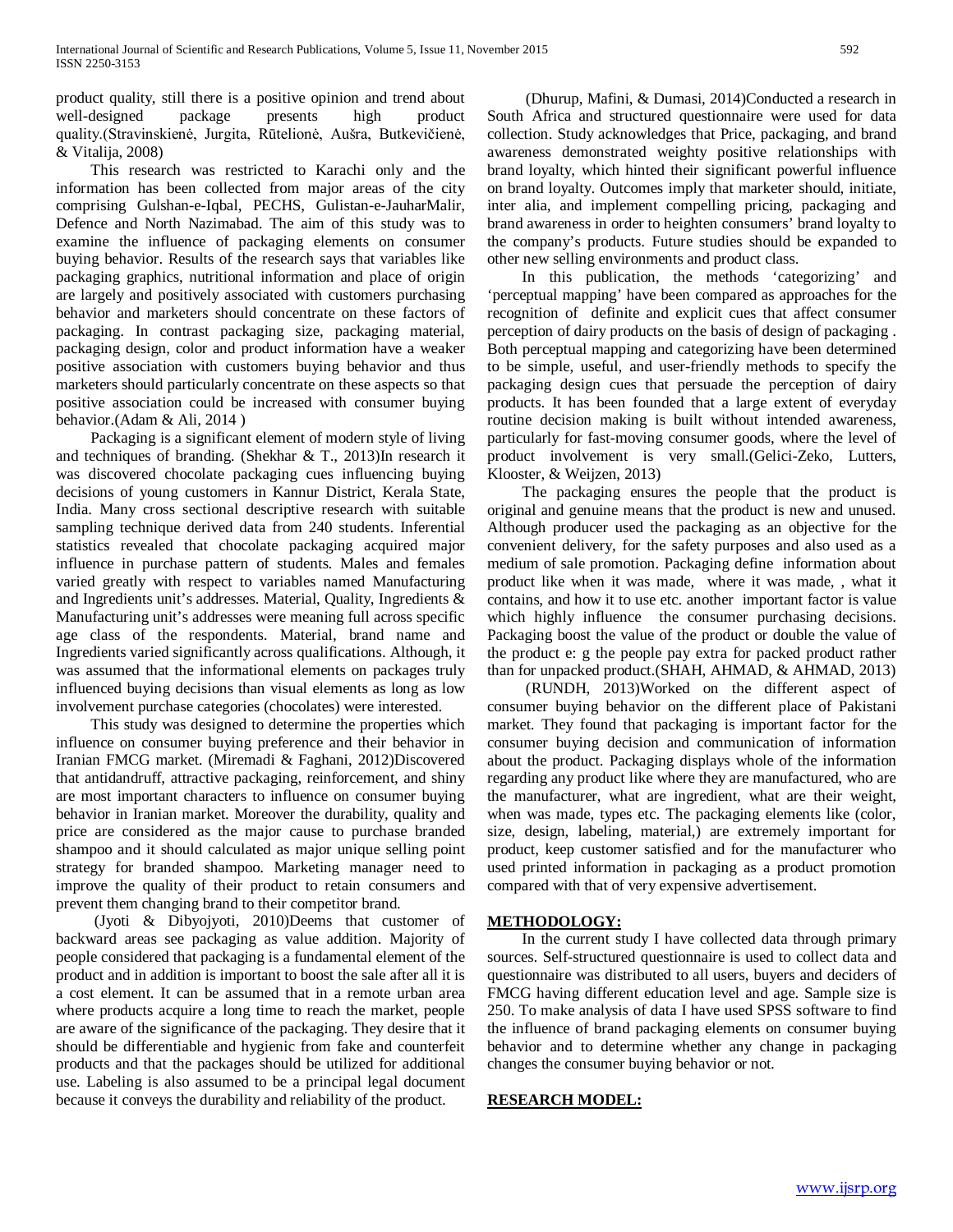product quality, still there is a positive opinion and trend about well-designed package presents high product quality.(Stravinskienė, Jurgita, Rūtelionė, Aušra, Butkevičienė, & Vitalija, 2008)

This research was restricted to Karachi only and the information has been collected from major areas of the city comprising Gulshan-e-Iqbal, PECHS, Gulistan-e-JauharMalir, Defence and North Nazimabad. The aim of this study was to examine the influence of packaging elements on consumer buying behavior. Results of the research says that variables like packaging graphics, nutritional information and place of origin are largely and positively associated with customers purchasing behavior and marketers should concentrate on these factors of packaging. In contrast packaging size, packaging material, packaging design, color and product information have a weaker positive association with customers buying behavior and thus marketers should particularly concentrate on these aspects so that positive association could be increased with consumer buying behavior.(Adam & Ali, 2014 )

Packaging is a significant element of modern style of living and techniques of branding. (Shekhar & T., 2013)In research it was discovered chocolate packaging cues influencing buying decisions of young customers in Kannur District, Kerala State, India. Many cross sectional descriptive research with suitable sampling technique derived data from 240 students. Inferential statistics revealed that chocolate packaging acquired major influence in purchase pattern of students. Males and females varied greatly with respect to variables named Manufacturing and Ingredients unit's addresses. Material, Quality, Ingredients & Manufacturing unit's addresses were meaning full across specific age class of the respondents. Material, brand name and Ingredients varied significantly across qualifications. Although, it was assumed that the informational elements on packages truly influenced buying decisions than visual elements as long as low involvement purchase categories (chocolates) were interested.

This study was designed to determine the properties which influence on consumer buying preference and their behavior in Iranian FMCG market. (Miremadi & Faghani, 2012)Discovered that antidandruff, attractive packaging, reinforcement, and shiny are most important characters to influence on consumer buying behavior in Iranian market. Moreover the durability, quality and price are considered as the major cause to purchase branded shampoo and it should calculated as major unique selling point strategy for branded shampoo. Marketing manager need to improve the quality of their product to retain consumers and prevent them changing brand to their competitor brand.

(Jyoti & Dibyojyoti, 2010)Deems that customer of backward areas see packaging as value addition. Majority of people considered that packaging is a fundamental element of the product and in addition is important to boost the sale after all it is a cost element. It can be assumed that in a remote urban area where products acquire a long time to reach the market, people are aware of the significance of the packaging. They desire that it should be differentiable and hygienic from fake and counterfeit products and that the packages should be utilized for additional use. Labeling is also assumed to be a principal legal document because it conveys the durability and reliability of the product.

(Dhurup, Mafini, & Dumasi, 2014)Conducted a research in South Africa and structured questionnaire were used for data collection. Study acknowledges that Price, packaging, and brand awareness demonstrated weighty positive relationships with brand loyalty, which hinted their significant powerful influence on brand loyalty. Outcomes imply that marketer should, initiate, inter alia, and implement compelling pricing, packaging and brand awareness in order to heighten consumers' brand loyalty to the company's products. Future studies should be expanded to other new selling environments and product class.

In this publication, the methods 'categorizing' and 'perceptual mapping' have been compared as approaches for the recognition of definite and explicit cues that affect consumer perception of dairy products on the basis of design of packaging . Both perceptual mapping and categorizing have been determined to be simple, useful, and user-friendly methods to specify the packaging design cues that persuade the perception of dairy products. It has been founded that a large extent of everyday routine decision making is built without intended awareness, particularly for fast-moving consumer goods, where the level of product involvement is very small.(Gelici-Zeko, Lutters, Klooster, & Weijzen, 2013)

The packaging ensures the people that the product is original and genuine means that the product is new and unused. Although producer used the packaging as an objective for the convenient delivery, for the safety purposes and also used as a medium of sale promotion. Packaging define information about product like when it was made, where it was made, , what it contains, and how it to use etc. another important factor is value which highly influence the consumer purchasing decisions. Packaging boost the value of the product or double the value of the product e: g the people pay extra for packed product rather than for unpacked product.(SHAH, AHMAD, & AHMAD, 2013)

(RUNDH, 2013)Worked on the different aspect of consumer buying behavior on the different place of Pakistani market. They found that packaging is important factor for the consumer buying decision and communication of information about the product. Packaging displays whole of the information regarding any product like where they are manufactured, who are the manufacturer, what are ingredient, what are their weight, when was made, types etc. The packaging elements like (color, size, design, labeling, material,) are extremely important for product, keep customer satisfied and for the manufacturer who used printed information in packaging as a product promotion compared with that of very expensive advertisement.

## METHODOLOGY:

In the current study I have collected data through primary sources. Self-structured questionnaire is used to collect data and questionnaire was distributed to all users, buyers and deciders of FMCG having different education level and age. Sample size is 250. To make analysis of data I have used SPSS software to find the influence of brand packaging elements on consumer buying behavior and to determine whether any change in packaging changes the consumer buying behavior or not.

## RESEARCH MODEL: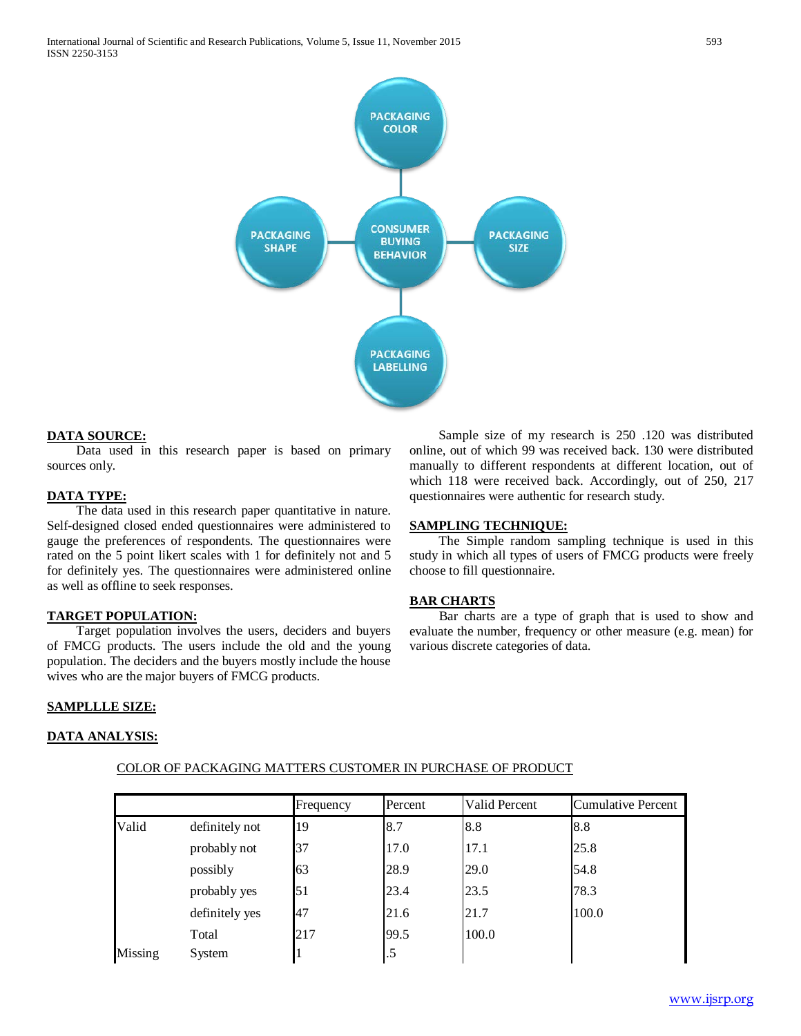PACKAGING COLOR

PACKAGING SHAPE

CONSUMER BUYING BEHAVIOR

PACKAGING SIZE

PACKAGING LABELLING

**DATA SOURCE:**

Data used in this research paper is based on primary sources only.

**DATA TYPE:**

The data used in this research paper quantitative in nature. Self-designed closed ended questionnaires were administered to gauge the preferences of respondents. The questionnaires were rated on the 5 point likert scales with 1 for definitely not and 5 for definitely yes. The questionnaires were administered online as well as offline to seek responses.

**TARGET POPULATION:**

Target population involves the users, deciders and buyers of FMCG products. The users include the old and the young population. The deciders and the buyers mostly include the house wives who are the major buyers of FMCG products.

**SAMPLLLE SIZE:**

Sample size of my research is 250 .120 was distributed online, out of which 99 was received back. 130 were distributed manually to different respondents at different location, out of which 118 were received back. Accordingly, out of 250, 217 questionnaires were authentic for research study.

**SAMPLING TECHNIQUE:**

The Simple random sampling technique is used in this study in which all types of users of FMCG products were freely choose to fill questionnaire.

**BAR CHARTS**

Bar charts are a type of graph that is used to show and evaluate the number, frequency or other measure (e.g. mean) for various discrete categories of data.

**DATA ANALYSIS:**

COLOR OF PACKAGING MATTERS CUSTOMER IN PURCHASE OF PRODUCT

| | | Frequency | Percent | Valid Percent | Cumulative Percent |
|---|---|---|---|---|---|
| Valid | definitely not | 19 | 8.7 | 8.8 | 8.8 |
| | probably not | 37 | 17.0 | 17.1 | 25.8 |
| | possibly | 63 | 28.9 | 29.0 | 54.8 |
| | probably yes | 51 | 23.4 | 23.5 | 78.3 |
| | definitely yes | 47 | 21.6 | 21.7 | 100.0 |
| | Total | 217 | 99.5 | 100.0 | |
| Missing | System | 1 | .5 | | |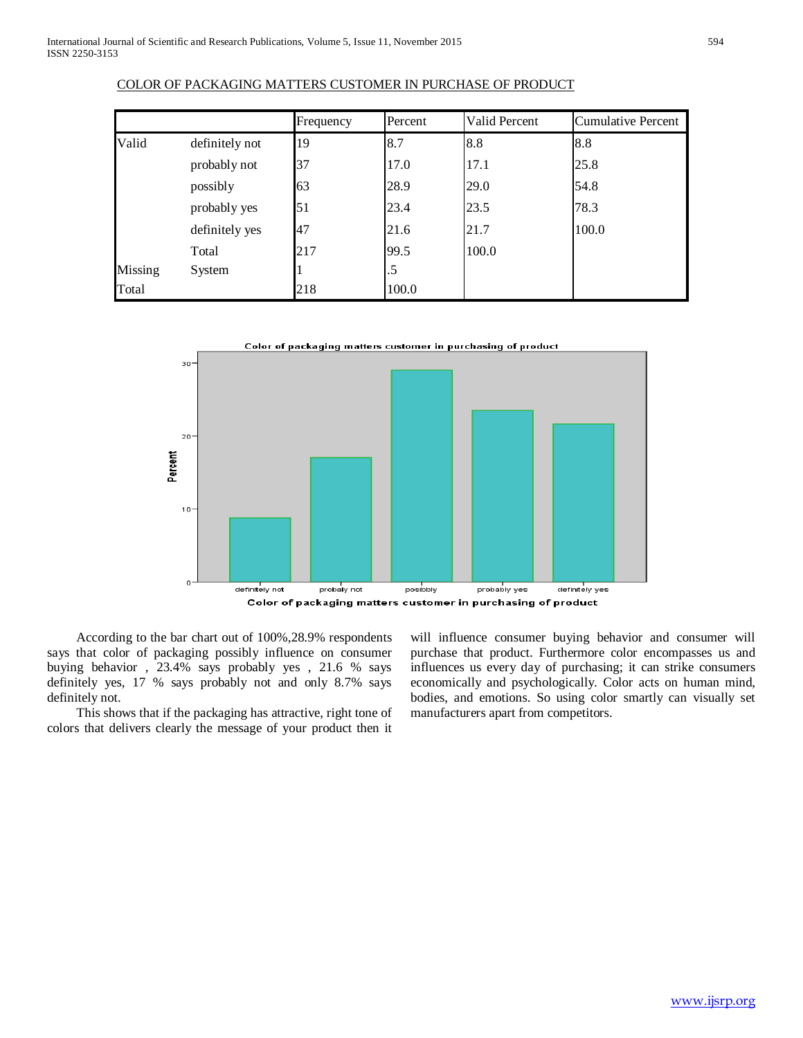COLOR OF PACKAGING MATTERS CUSTOMER IN PURCHASE OF PRODUCT

| | | Frequency | Percent | Valid Percent | Cumulative Percent |
|---|---|---|---|---|---|
| Valid | definitely not | 19 | 8.7 | 8.8 | 8.8 |
| | probably not | 37 | 17.0 | 17.1 | 25.8 |
| | possibly | 63 | 28.9 | 29.0 | 54.8 |
| | probably yes | 51 | 23.4 | 23.5 | 78.3 |
| | definitely yes | 47 | 21.6 | 21.7 | 100.0 |
| | Total | 217 | 99.5 | 100.0 | |
| Missing | System | 1 | .5 | | |
| Total | | 218 | 100.0 | | |

Color of packaging matters customer in purchasing of product

According to the bar chart out of 100%,28.9% respondents says that color of packaging possibly influence on consumer buying behavior , 23.4% says probably yes , 21.6 % says definitely yes, 17 % says probably not and only 8.7% says definitely not.

This shows that if the packaging has attractive, right tone of colors that delivers clearly the message of your product then it will influence consumer buying behavior and consumer will purchase that product. Furthermore color encompasses us and influences us every day of purchasing; it can strike consumers economically and psychologically. Color acts on human mind, bodies, and emotions. So using color smartly can visually set manufacturers apart from competitors.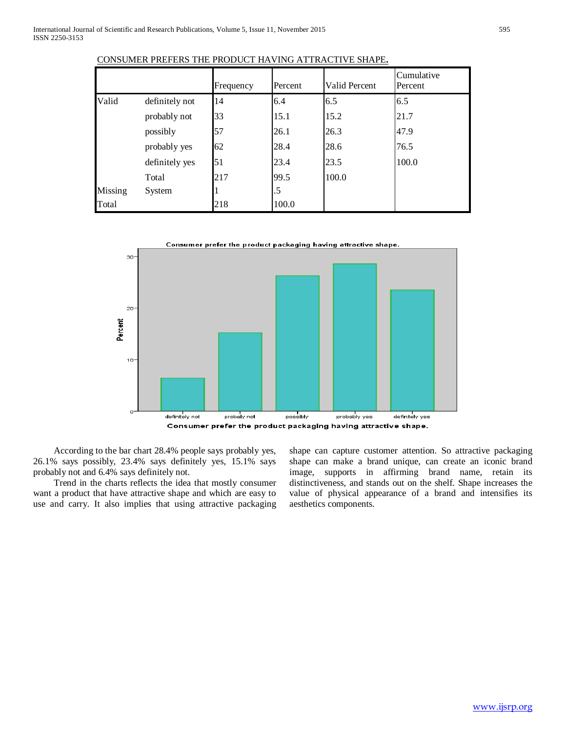CONSUMER PREFERS THE PRODUCT HAVING ATTRACTIVE SHAPE.

| | | Frequency | Percent | Valid Percent | Cumulative Percent |
|---|---|---|---|---|---|
| Valid | definitely not | 14 | 6.4 | 6.5 | 6.5 |
| | probably not | 33 | 15.1 | 15.2 | 21.7 |
| | possibly | 57 | 26.1 | 26.3 | 47.9 |
| | probably yes | 62 | 28.4 | 28.6 | 76.5 |
| | definitely yes | 51 | 23.4 | 23.5 | 100.0 |
| | Total | 217 | 99.5 | 100.0 | |
| Missing | System | 1 | .5 | | |
| Total | | 218 | 100.0 | | |

According to the bar chart 28.4% people says probably yes, 26.1% says possibly, 23.4% says definitely yes, 15.1% says probably not and 6.4% says definitely not.

Trend in the charts reflects the idea that mostly consumer want a product that have attractive shape and which are easy to use and carry. It also implies that using attractive packaging shape can capture customer attention. So attractive packaging shape can make a brand unique, can create an iconic brand image, supports in affirming brand name, retain its distinctiveness, and stands out on the shelf. Shape increases the value of physical appearance of a brand and intensifies its aesthetics components.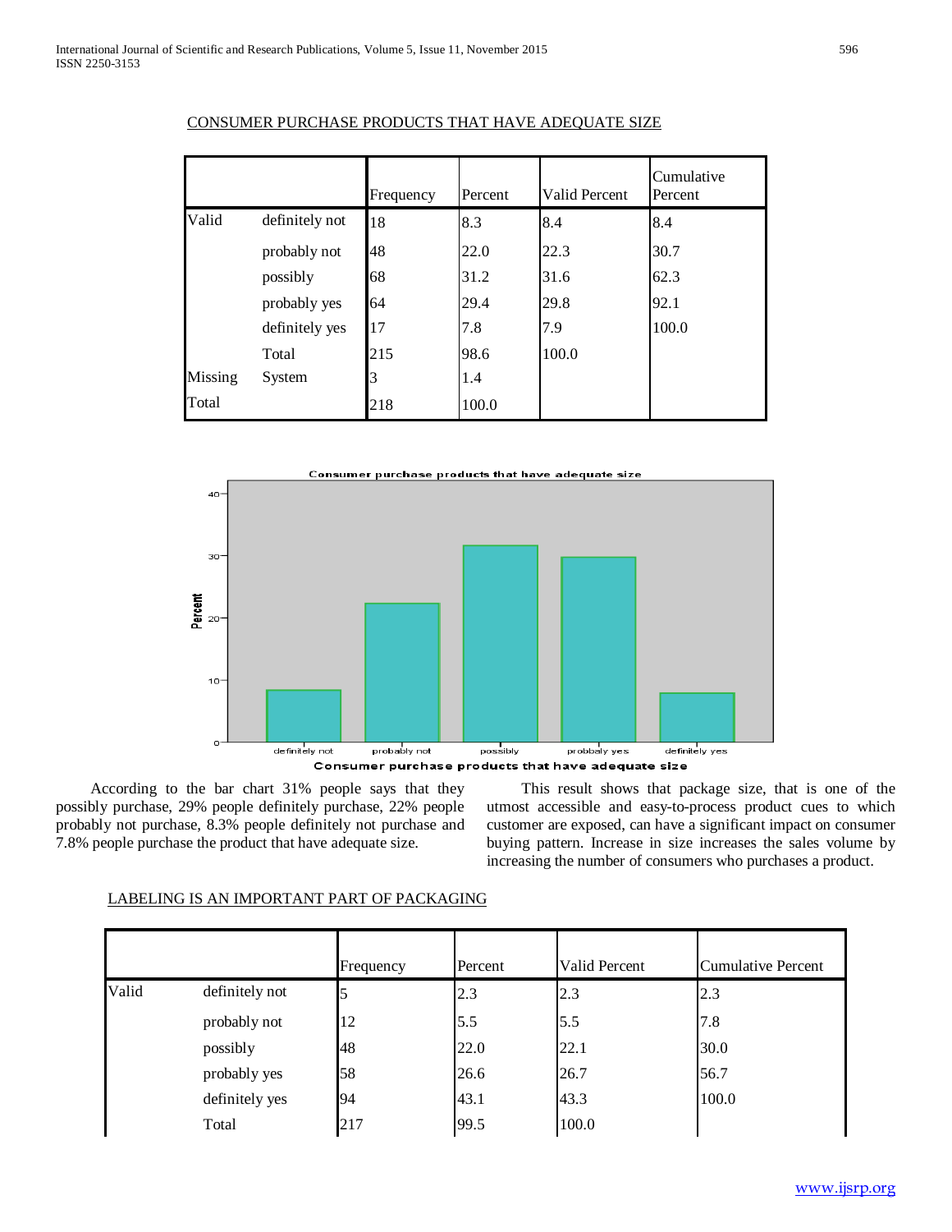CONSUMER PURCHASE PRODUCTS THAT HAVE ADEQUATE SIZE

| | | Frequency | Percent | Valid Percent | Cumulative Percent |
|---|---|---|---|---|---|
| Valid | definitely not | 18 | 8.3 | 8.4 | 8.4 |
| | probably not | 48 | 22.0 | 22.3 | 30.7 |
| | possibly | 68 | 31.2 | 31.6 | 62.3 |
| | probably yes | 64 | 29.4 | 29.8 | 92.1 |
| | definitely yes | 17 | 7.8 | 7.9 | 100.0 |
| | Total | 215 | 98.6 | 100.0 | |
| Missing | System | 3 | 1.4 | | |
| Total | | 218 | 100.0 | | |

According to the bar chart 31% people says that they possibly purchase, 29% people definitely purchase, 22% people probably not purchase, 8.3% people definitely not purchase and 7.8% people purchase the product that have adequate size.

This result shows that package size, that is one of the utmost accessible and easy-to-process product cues to which customer are exposed, can have a significant impact on consumer buying pattern. Increase in size increases the sales volume by increasing the number of consumers who purchases a product.

LABELING IS AN IMPORTANT PART OF PACKAGING

| | | Frequency | Percent | Valid Percent | Cumulative Percent |
|---|---|---|---|---|---|
| Valid | definitely not | 5 | 2.3 | 2.3 | 2.3 |
| | probably not | 12 | 5.5 | 5.5 | 7.8 |
| | possibly | 48 | 22.0 | 22.1 | 30.0 |
| | probably yes | 58 | 26.6 | 26.7 | 56.7 |
| | definitely yes | 94 | 43.1 | 43.3 | 100.0 |
| | Total | 217 | 99.5 | 100.0 | |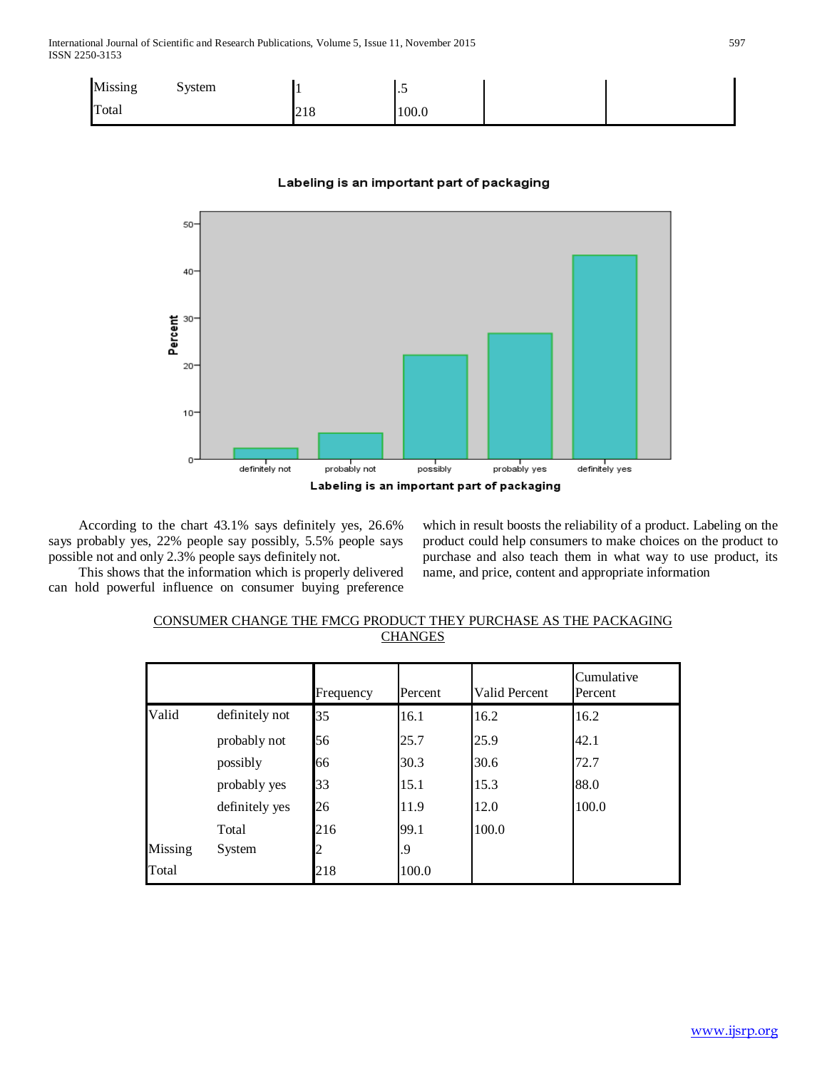| | | | | | |
|---|---|---|---|---|---|
| Missing | System | 1 | .5 | | |
| Total | | 218 | 100.0 | | |

**Labeling is an important part of packaging**

According to the chart 43.1% says definitely yes, 26.6% says probably yes, 22% people say possibly, 5.5% people says possible not and only 2.3% people says definitely not.

This shows that the information which is properly delivered can hold powerful influence on consumer buying preference which in result boosts the reliability of a product. Labeling on the product could help consumers to make choices on the product to purchase and also teach them in what way to use product, its name, and price, content and appropriate information

CONSUMER CHANGE THE FMCG PRODUCT THEY PURCHASE AS THE PACKAGING CHANGES

| | | Frequency | Percent | Valid Percent | Cumulative Percent |
|---|---|---|---|---|---|
| Valid | definitely not | 35 | 16.1 | 16.2 | 16.2 |
| | probably not | 56 | 25.7 | 25.9 | 42.1 |
| | possibly | 66 | 30.3 | 30.6 | 72.7 |
| | probably yes | 33 | 15.1 | 15.3 | 88.0 |
| | definitely yes | 26 | 11.9 | 12.0 | 100.0 |
| | Total | 216 | 99.1 | 100.0 | |
| Missing | System | 2 | .9 | | |
| Total | | 218 | 100.0 | | |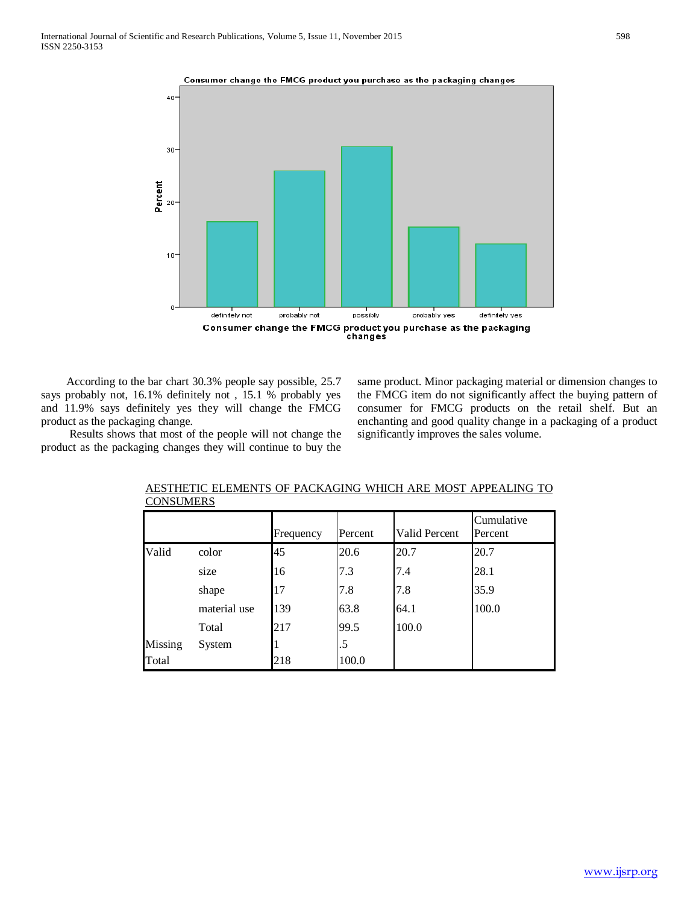Consumer change the FMCG product you purchase as the packaging changes

According to the bar chart 30.3% people say possible, 25.7 says probably not, 16.1% definitely not , 15.1 % probably yes and 11.9% says definitely yes they will change the FMCG product as the packaging change.

Results shows that most of the people will not change the product as the packaging changes they will continue to buy the same product. Minor packaging material or dimension changes to the FMCG item do not significantly affect the buying pattern of consumer for FMCG products on the retail shelf. But an enchanting and good quality change in a packaging of a product significantly improves the sales volume.

AESTHETIC ELEMENTS OF PACKAGING WHICH ARE MOST APPEALING TO CONSUMERS

| | | Frequency | Percent | Valid Percent | Cumulative Percent |
|---|---|---|---|---|---|
| Valid | color | 45 | 20.6 | 20.7 | 20.7 |
| | size | 16 | 7.3 | 7.4 | 28.1 |
| | shape | 17 | 7.8 | 7.8 | 35.9 |
| | material use | 139 | 63.8 | 64.1 | 100.0 |
| | Total | 217 | 99.5 | 100.0 | |
| Missing | System | 1 | .5 | | |
| Total | | 218 | 100.0 | | |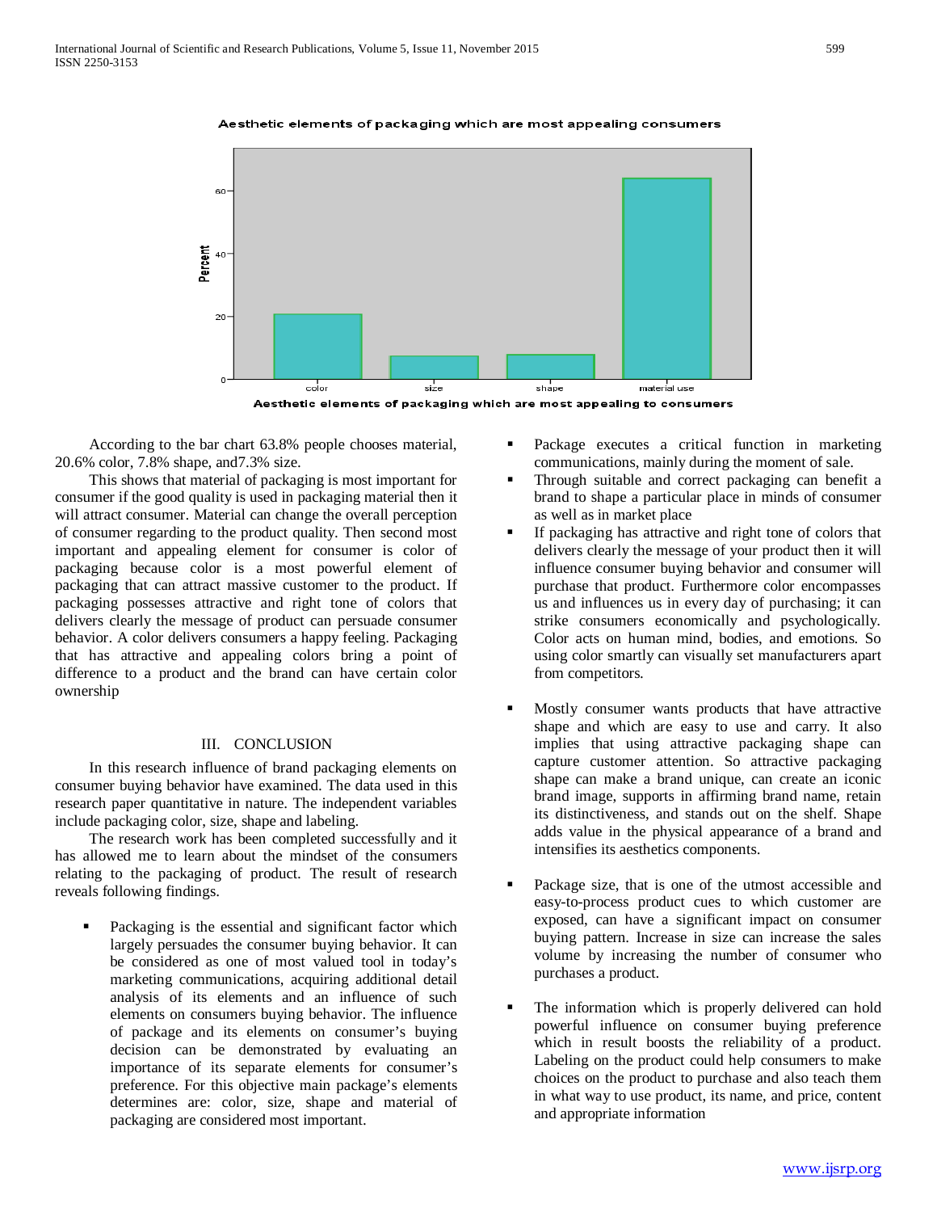Aesthetic elements of packaging which are most appealing consumers

Aesthetic elements of packaging which are most appealing to consumers

According to the bar chart 63.8% people chooses material, 20.6% color, 7.8% shape, and7.3% size.

This shows that material of packaging is most important for consumer if the good quality is used in packaging material then it will attract consumer. Material can change the overall perception of consumer regarding to the product quality. Then second most important and appealing element for consumer is color of packaging because color is a most powerful element of packaging that can attract massive customer to the product. If packaging possesses attractive and right tone of colors that delivers clearly the message of product can persuade consumer behavior. A color delivers consumers a happy feeling. Packaging that has attractive and appealing colors bring a point of difference to a product and the brand can have certain color ownership

## III. CONCLUSION

In this research influence of brand packaging elements on consumer buying behavior have examined. The data used in this research paper quantitative in nature. The independent variables include packaging color, size, shape and labeling.

The research work has been completed successfully and it has allowed me to learn about the mindset of the consumers relating to the packaging of product. The result of research reveals following findings.

- Packaging is the essential and significant factor which largely persuades the consumer buying behavior. It can be considered as one of most valued tool in today's marketing communications, acquiring additional detail analysis of its elements and an influence of such elements on consumers buying behavior. The influence of package and its elements on consumer's buying decision can be demonstrated by evaluating an importance of its separate elements for consumer's preference. For this objective main package's elements determines are: color, size, shape and material of packaging are considered most important.
- Package executes a critical function in marketing communications, mainly during the moment of sale.
- Through suitable and correct packaging can benefit a brand to shape a particular place in minds of consumer as well as in market place
- If packaging has attractive and right tone of colors that delivers clearly the message of your product then it will influence consumer buying behavior and consumer will purchase that product. Furthermore color encompasses us and influences us in every day of purchasing; it can strike consumers economically and psychologically. Color acts on human mind, bodies, and emotions. So using color smartly can visually set manufacturers apart from competitors.
- Mostly consumer wants products that have attractive shape and which are easy to use and carry. It also implies that using attractive packaging shape can capture customer attention. So attractive packaging shape can make a brand unique, can create an iconic brand image, supports in affirming brand name, retain its distinctiveness, and stands out on the shelf. Shape adds value in the physical appearance of a brand and intensifies its aesthetics components.
- Package size, that is one of the utmost accessible and easy-to-process product cues to which customer are exposed, can have a significant impact on consumer buying pattern. Increase in size can increase the sales volume by increasing the number of consumer who purchases a product.
- The information which is properly delivered can hold powerful influence on consumer buying preference which in result boosts the reliability of a product. Labeling on the product could help consumers to make choices on the product to purchase and also teach them in what way to use product, its name, and price, content and appropriate information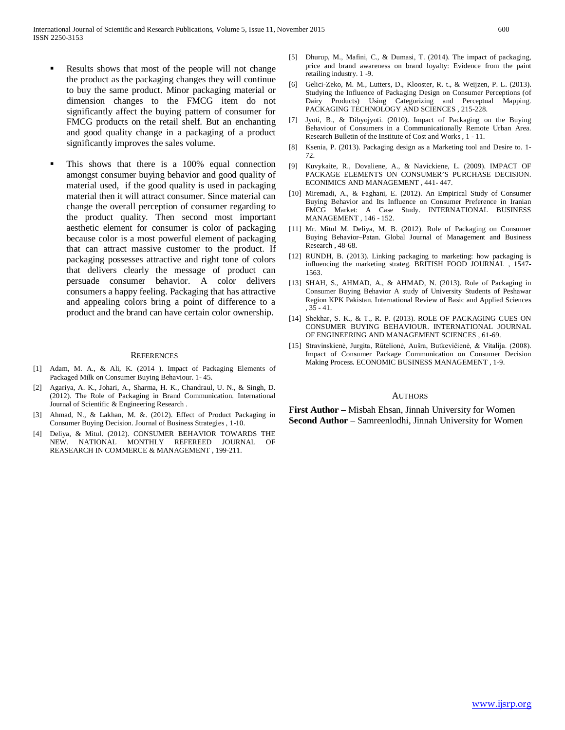- Results shows that most of the people will not change the product as the packaging changes they will continue to buy the same product. Minor packaging material or dimension changes to the FMCG item do not significantly affect the buying pattern of consumer for FMCG products on the retail shelf. But an enchanting and good quality change in a packaging of a product significantly improves the sales volume.

- This shows that there is a 100% equal connection amongst consumer buying behavior and good quality of material used, if the good quality is used in packaging material then it will attract consumer. Since material can change the overall perception of consumer regarding to the product quality. Then second most important aesthetic element for consumer is color of packaging because color is a most powerful element of packaging that can attract massive customer to the product. If packaging possesses attractive and right tone of colors that delivers clearly the message of product can persuade consumer behavior. A color delivers consumers a happy feeling. Packaging that has attractive and appealing colors bring a point of difference to a product and the brand can have certain color ownership.

## REFERENCES

[1] Adam, M. A., & Ali, K. (2014 ). Impact of Packaging Elements of Packaged Milk on Consumer Buying Behaviour. 1- 45.

[2] Agariya, A. K., Johari, A., Sharma, H. K., Chandraul, U. N., & Singh, D. (2012). The Role of Packaging in Brand Communication. International Journal of Scientific & Engineering Research .

[3] Ahmad, N., & Lakhan, M. &. (2012). Effect of Product Packaging in Consumer Buying Decision. Journal of Business Strategies , 1-10.

[4] Deliya, & Mitul. (2012). CONSUMER BEHAVIOR TOWARDS THE NEW. NATIONAL MONTHLY REFEREED JOURNAL OF REASEARCH IN COMMERCE & MANAGEMENT , 199-211.

[5] Dhurup, M., Mafini, C., & Dumasi, T. (2014). The impact of packaging, price and brand awareness on brand loyalty: Evidence from the paint retailing industry. 1 -9.

[6] Gelici-Zeko, M. M., Lutters, D., Klooster, R. t., & Weijzen, P. L. (2013). Studying the Influence of Packaging Design on Consumer Perceptions (of Dairy Products) Using Categorizing and Perceptual Mapping. PACKAGING TECHNOLOGY AND SCIENCES , 215-228.

[7] Jyoti, B., & Dibyojyoti. (2010). Impact of Packaging on the Buying Behaviour of Consumers in a Communicationally Remote Urban Area. Research Bulletin of the Institute of Cost and Works , 1 - 11.

[8] Ksenia, P. (2013). Packaging design as a Marketing tool and Desire to. 1-72.

[9] Kuvykaite, R., Dovaliene, A., & Navickiene, L. (2009). IMPACT OF PACKAGE ELEMENTS ON CONSUMER'S PURCHASE DECISION. ECONIMICS AND MANAGEMENT , 441- 447.

[10] Miremadi, A., & Faghani, E. (2012). An Empirical Study of Consumer Buying Behavior and Its Influence on Consumer Preference in Iranian FMCG Market: A Case Study. INTERNATIONAL BUSINESS MANAGEMENT , 146 - 152.

[11] Mr. Mitul M. Deliya, M. B. (2012). Role of Packaging on Consumer Buying Behavior–Patan. Global Journal of Management and Business Research , 48-68.

[12] RUNDH, B. (2013). Linking packaging to marketing: how packaging is influencing the marketing strateg. BRITISH FOOD JOURNAL , 1547-1563.

[13] SHAH, S., AHMAD, A., & AHMAD, N. (2013). Role of Packaging in Consumer Buying Behavior A study of University Students of Peshawar Region KPK Pakistan. International Review of Basic and Applied Sciences , 35 - 41.

[14] Shekhar, S. K., & T., R. P. (2013). ROLE OF PACKAGING CUES ON CONSUMER BUYING BEHAVIOUR. INTERNATIONAL JOURNAL OF ENGINEERING AND MANAGEMENT SCIENCES , 61-69.

[15] Stravinskienė, Jurgita, Rūtelionė, Aušra, Butkevičienė, & Vitalija. (2008). Impact of Consumer Package Communication on Consumer Decision Making Process. ECONOMIC BUSINESS MANAGEMENT , 1-9.

## AUTHORS

**First Author** – Misbah Ehsan, Jinnah University for Women
**Second Author** – Samreenlodhi, Jinnah University for Women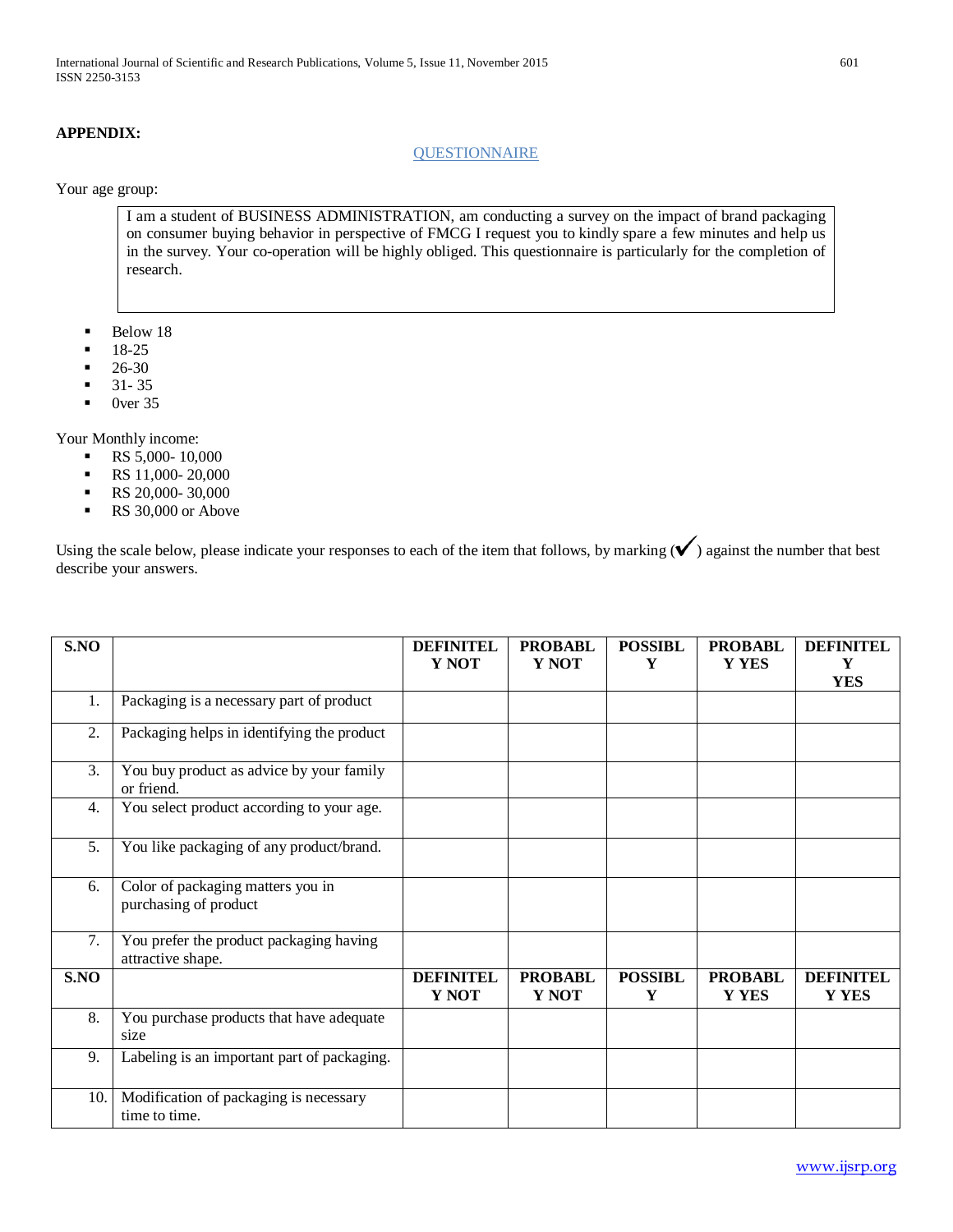**APPENDIX:**

QUESTIONNAIRE

Your age group:

I am a student of BUSINESS ADMINISTRATION, am conducting a survey on the impact of brand packaging on consumer buying behavior in perspective of FMCG I request you to kindly spare a few minutes and help us in the survey. Your co-operation will be highly obliged. This questionnaire is particularly for the completion of research.

- Below 18
- 18-25
- 26-30
- 31- 35
- 0ver 35

Your Monthly income:

- RS 5,000- 10,000
- RS 11,000- 20,000
- RS 20,000- 30,000
- RS 30,000 or Above

Using the scale below, please indicate your responses to each of the item that follows, by marking (✓) against the number that best describe your answers.

| S.NO | | DEFINITELY NOT | PROBABLY NOT | POSSIBLY | PROBABLY YES | DEFINITELY YES |
|---|---|---|---|---|---|---|
| 1. | Packaging is a necessary part of product | | | | | |
| 2. | Packaging helps in identifying the product | | | | | |
| 3. | You buy product as advice by your family or friend. | | | | | |
| 4. | You select product according to your age. | | | | | |
| 5. | You like packaging of any product/brand. | | | | | |
| 6. | Color of packaging matters you in purchasing of product | | | | | |
| 7. | You prefer the product packaging having attractive shape. | | | | | |
| 8. | You purchase products that have adequate size | | | | | |
| 9. | Labeling is an important part of packaging. | | | | | |
| 10. | Modification of packaging is necessary time to time. | | | | | |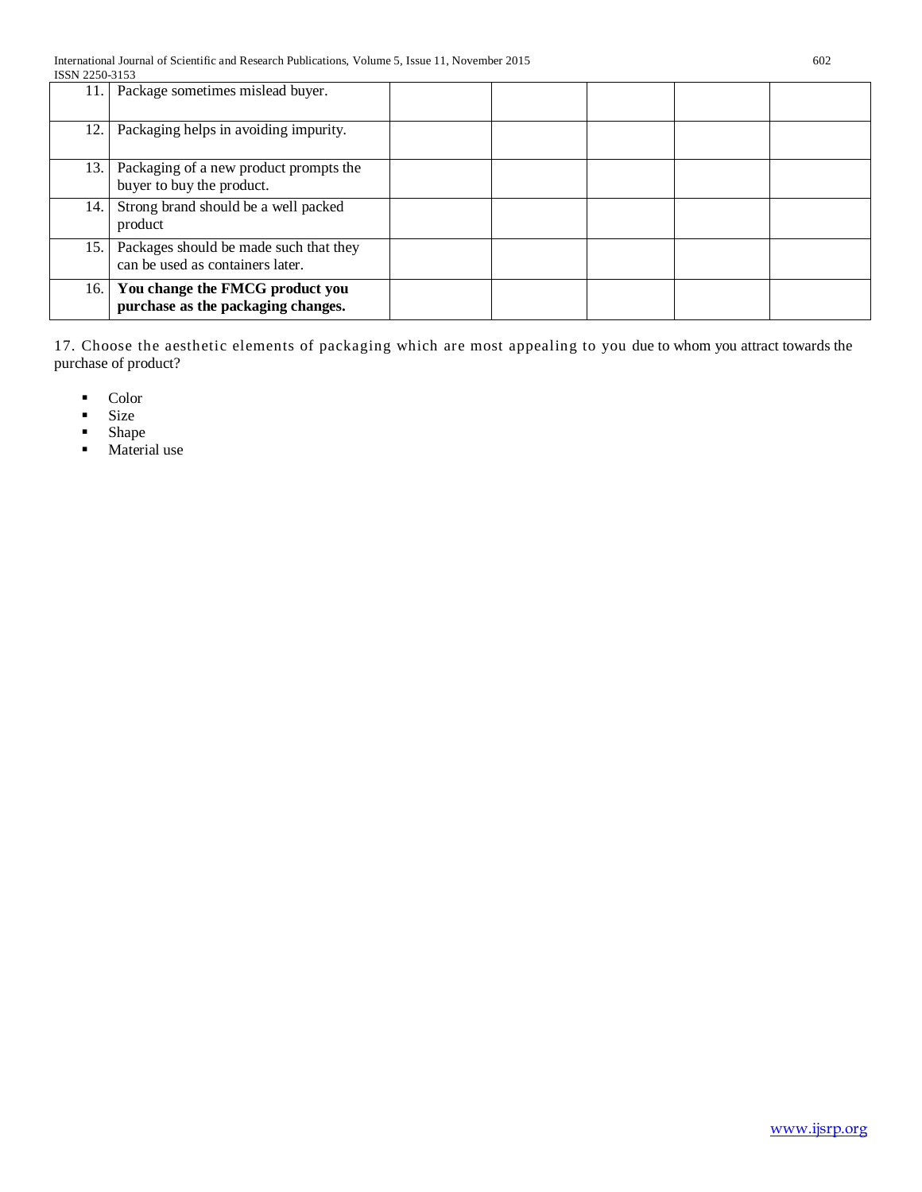| | | | | | | |
|---|---|---|---|---|---|---|
| 11. | Package sometimes mislead buyer. | | | | | |
| 12. | Packaging helps in avoiding impurity. | | | | | |
| 13. | Packaging of a new product prompts the buyer to buy the product. | | | | | |
| 14. | Strong brand should be a well packed product | | | | | |
| 15. | Packages should be made such that they can be used as containers later. | | | | | |
| 16. | **You change the FMCG product you purchase as the packaging changes.** | | | | | |

17. Choose the aesthetic elements of packaging which are most appealing to you due to whom you attract towards the purchase of product?

- Color
- Size
- Shape
- Material use